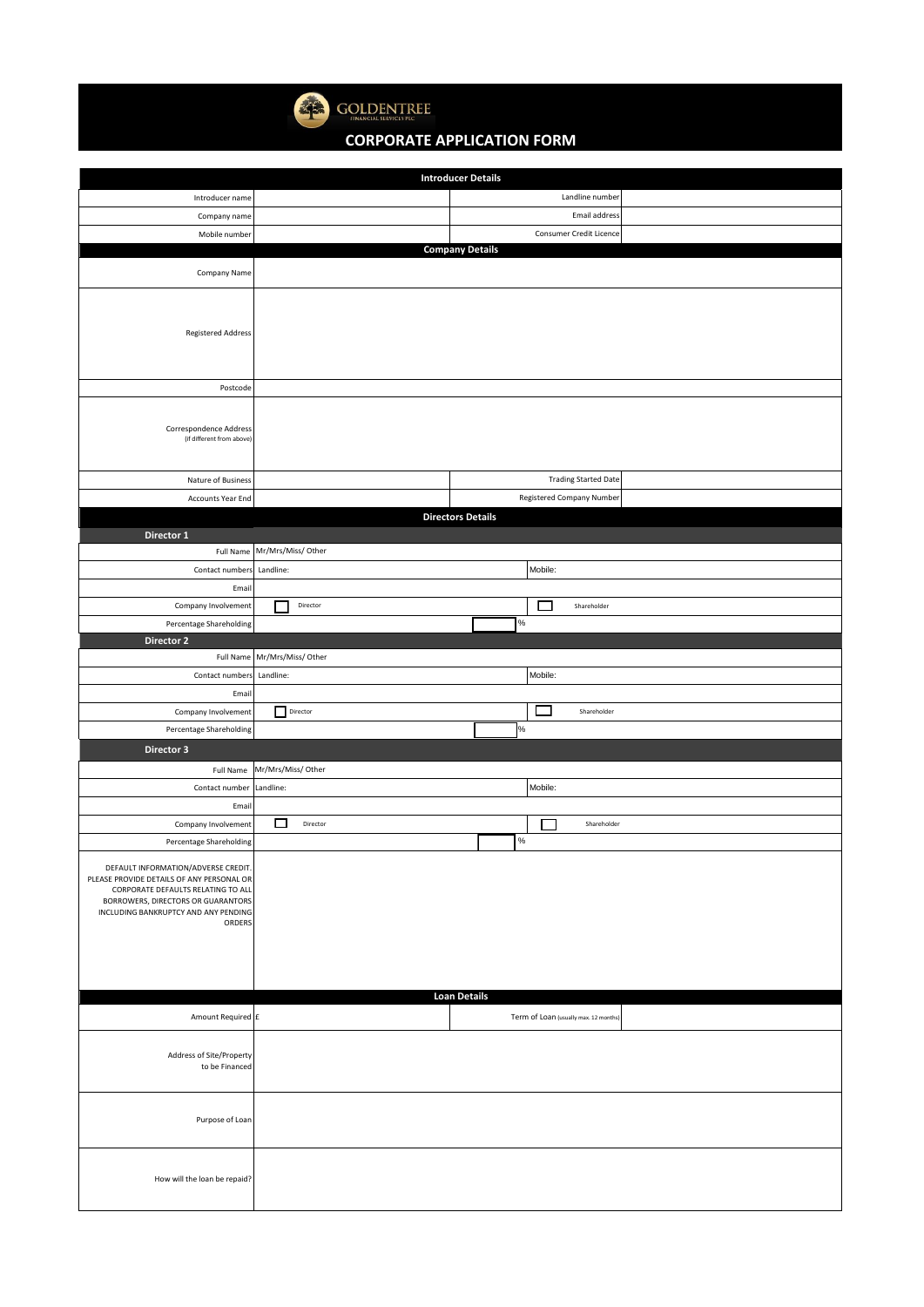GOLDENTREE
FINANCIAL SERVICES PLC

# CORPORATE APPLICATION FORM

| Introducer Details | | | |
|---|---|---|---|
| Introducer name | | Landline number | |
| Company name | | Email address | |
| Mobile number | | Consumer Credit Licence | |

| Company Details | | | |
|---|---|---|---|
| Company Name | | | |
| Registered Address | | | |
| Postcode | | | |
| Correspondence Address (If different from above) | | | |
| Nature of Business | | Trading Started Date | |
| Accounts Year End | | Registered Company Number | |

| Directors Details | | |
|---|---|---|
| **Director 1** | | |
| Full Name | Mr/Mrs/Miss/ Other | |
| Contact numbers | Landline: | Mobile: |
| Email | | |
| Company Involvement | ☐ Director | ☐ Shareholder |
| Percentage Shareholding | % | |
| **Director 2** | | |
| Full Name | Mr/Mrs/Miss/ Other | |
| Contact numbers | Landline: | Mobile: |
| Email | | |
| Company Involvement | ☐ Director | ☐ Shareholder |
| Percentage Shareholding | % | |
| **Director 3** | | |
| Full Name | Mr/Mrs/Miss/ Other | |
| Contact number | Landline: | Mobile: |
| Email | | |
| Company Involvement | ☐ Director | ☐ Shareholder |
| Percentage Shareholding | % | |
| DEFAULT INFORMATION/ADVERSE CREDIT. PLEASE PROVIDE DETAILS OF ANY PERSONAL OR CORPORATE DEFAULTS RELATING TO ALL BORROWERS, DIRECTORS OR GUARANTORS INCLUDING BANKRUPTCY AND ANY PENDING ORDERS | | |

| Loan Details | | | |
|---|---|---|---|
| Amount Required | £ | Term of Loan (usually max. 12 months) | |
| Address of Site/Property to be Financed | | | |
| Purpose of Loan | | | |
| How will the loan be repaid? | | | |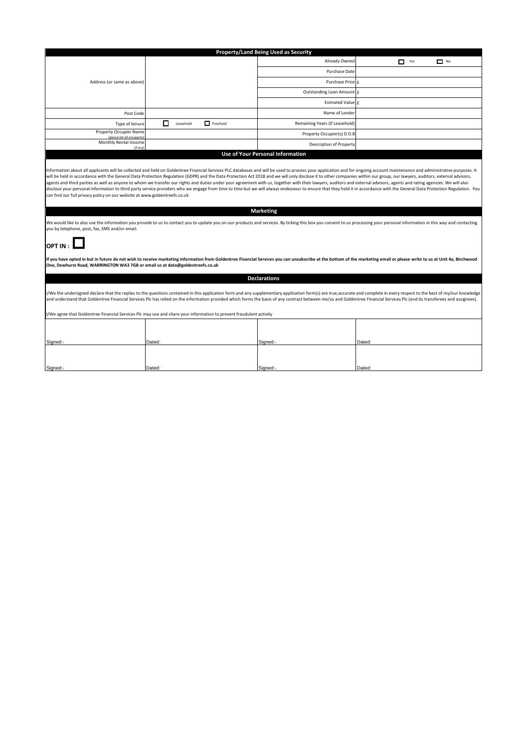## Property/Land Being Used as Security

| | | | |
|---|---|---|---|
| Address (or same as above) | | Already Owned | ☐ Yes ☐ No |
| | | Purchase Date | |
| | | Purchase Price | £ |
| | | Outstanding Loan Amount | £ |
| | | Esimated Value | £ |
| Post Code | | Name of Lender | |
| Type of tenure | ☐ Leasehold ☐ Freehold | Remaining Years (if Leasehold) | |
| Property Occupier Name (please list all occupants) | | Property Occupier(s) D.O.B | |
| Monthly Rental Income (if any) | | Description of Property | |

## Use of Your Personal Information

Information about all applicants will be collected and held on Goldentree Financial Services PLC databases and will be used to process your application and for ongoing account maintenance and administrative purposes. It will be held in accordance with the General Data Protection Regulation (GDPR) and the Data Protection Act 2018 and we will only disclose it to other companies within our group, our lawyers, auditors, external advisors, agents and third parties as well as anyone to whom we transfer our rights and duties under your agreement with us, together with their lawyers, auditors and external advisors, agents and rating agencies. We will also disclose your personal information to third party service providers who we engage from time to time but we will always endeavour to ensure that they hold it in accordance with the General Data Protection Regulation. You can find our full privacy policy on our website at www.goldentreefs.co.uk

## Marketing

We would like to also use the information you provide to us to contact you to update you on our products and services. By ticking this box you consent to us processing your personal information in this way and contacting you by telephone, post, fax, SMS and/or email.

**OPT IN :** ☐

**If you have opted in but in future do not wish to receive marketing information from Goldentree Financial Services you can unsubscribe at the bottom of the marketing email or please write to us at Unit 4a, Birchwood One, Dewhurst Road, WARRINGTON WA3 7GB or email us at data@goldentreefs.co.uk**

## Declarations

I/We the undersigned declare that the replies to the questions contained in this application form and any supplementary application form(s) are true,accurate and complete in every respect to the best of my/our knowledge and understand that Goldentree Financial Services Plc has relied on the information provided which forms the basis of any contract between me/us and Goldentree Financial Services Plc (and its transferees and assignees).

I/We agree that Goldentree Financial Services Plc may use and share your information to prevent fraudulent activity

| | | | |
|---|---|---|---|
| Signed:- | Dated: | Signed:- | Dated: |
| Signed:- | Dated: | Signed:- | Dated: |